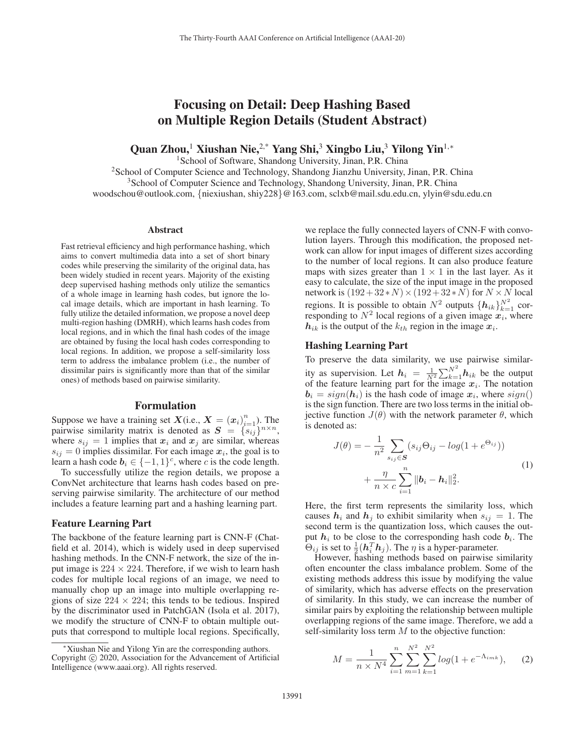# Focusing on Detail: Deep Hashing Based on Multiple Region Details (Student Abstract)

**Quan Zhou,[1] Xiushan Nie,[2,*] Yang Shi,[3] Xingbo Liu,[3] Yilong Yin[1,*]**

[1]School of Software, Shandong University, Jinan, P.R. China
[2]School of Computer Science and Technology, Shandong Jianzhu University, Jinan, P.R. China
[3]School of Computer Science and Technology, Shandong University, Jinan, P.R. China
woodschou@outlook.com, {niexiushan, shiy228}@163.com, sclxb@mail.sdu.edu.cn, ylyin@sdu.edu.cn

## Abstract

Fast retrieval efficiency and high performance hashing, which aims to convert multimedia data into a set of short binary codes while preserving the similarity of the original data, has been widely studied in recent years. Majority of the existing deep supervised hashing methods only utilize the semantics of a whole image in learning hash codes, but ignore the local image details, which are important in hash learning. To fully utilize the detailed information, we propose a novel deep multi-region hashing (DMRH), which learns hash codes from local regions, and in which the final hash codes of the image are obtained by fusing the local hash codes corresponding to local regions. In addition, we propose a self-similarity loss term to address the imbalance problem (i.e., the number of dissimilar pairs is significantly more than that of the similar ones) of methods based on pairwise similarity.

## Formulation

Suppose we have a training set $\boldsymbol{X}$(i.e., $\boldsymbol{X} = (\boldsymbol{x}_i)_{i=1}^{n}$). The pairwise similarity matrix is denoted as $\boldsymbol{S} = \{s_{ij}\}^{n \times n}$, where $s_{ij} = 1$ implies that $\boldsymbol{x}_i$ and $\boldsymbol{x}_j$ are similar, whereas $s_{ij} = 0$ implies dissimilar. For each image $\boldsymbol{x}_i$, the goal is to learn a hash code $\boldsymbol{b}_i \in \{-1, 1\}^c$, where $c$ is the code length.

To successfully utilize the region details, we propose a ConvNet architecture that learns hash codes based on preserving pairwise similarity. The architecture of our method includes a feature learning part and a hashing learning part.

### Feature Learning Part

The backbone of the feature learning part is CNN-F (Chatfield et al. 2014), which is widely used in deep supervised hashing methods. In the CNN-F network, the size of the input image is $224 \times 224$. Therefore, if we wish to learn hash codes for multiple local regions of an image, we need to manually chop up an image into multiple overlapping regions of size $224 \times 224$; this tends to be tedious. Inspired by the discriminator used in PatchGAN (Isola et al. 2017), we modify the structure of CNN-F to obtain multiple outputs that correspond to multiple local regions. Specifically, we replace the fully connected layers of CNN-F with convolution layers. Through this modification, the proposed network can allow for input images of different sizes according to the number of local regions. It can also produce feature maps with sizes greater than $1 \times 1$ in the last layer. As it easy to calculate, the size of the input image in the proposed network is $(192 + 32 * N) \times (192 + 32 * N)$ for $N \times N$ local regions. It is possible to obtain $N^2$ outputs $\{\boldsymbol{h}_{ik}\}_{k=1}^{N^2}$ corresponding to $N^2$ local regions of a given image $\boldsymbol{x}_i$, where $\boldsymbol{h}_{ik}$ is the output of the $k_{th}$ region in the image $\boldsymbol{x}_i$.

### Hashing Learning Part

To preserve the data similarity, we use pairwise similarity as supervision. Let $\boldsymbol{h}_i = \frac{1}{N^2}\sum_{k=1}^{N^2} \boldsymbol{h}_{ik}$ be the output of the feature learning part for the image $\boldsymbol{x}_i$. The notation $\boldsymbol{b}_i = sign(\boldsymbol{h}_i)$ is the hash code of image $\boldsymbol{x}_i$, where $sign()$ is the sign function. There are two loss terms in the initial objective function $J(\theta)$ with the network parameter $\theta$, which is denoted as:

$$
\begin{aligned}
J(\theta) = &- \frac{1}{n^2} \sum_{s_{ij} \in \boldsymbol{S}} (s_{ij}\Theta_{ij} - log(1 + e^{\Theta_{ij}})) \\
&+ \frac{\eta}{n \times c} \sum_{i=1}^{n} \|\boldsymbol{b}_i - \boldsymbol{h}_i\|_2^2.
\end{aligned} \tag{1}
$$

Here, the first term represents the similarity loss, which causes $\boldsymbol{h}_i$ and $\boldsymbol{h}_j$ to exhibit similarity when $s_{ij} = 1$. The second term is the quantization loss, which causes the output $\boldsymbol{h}_i$ to be close to the corresponding hash code $\boldsymbol{b}_i$. The $\Theta_{ij}$ is set to $\frac{1}{2}(\boldsymbol{h}_i^T \boldsymbol{h}_j)$. The $\eta$ is a hyper-parameter.

However, hashing methods based on pairwise similarity often encounter the class imbalance problem. Some of the existing methods address this issue by modifying the value of similarity, which has adverse effects on the preservation of similarity. In this study, we can increase the number of similar pairs by exploiting the relationship between multiple overlapping regions of the same image. Therefore, we add a self-similarity loss term $M$ to the objective function:

$$
M = \frac{1}{n \times N^4} \sum_{i=1}^{n} \sum_{m=1}^{N^2} \sum_{k=1}^{N^2} log(1 + e^{-\Lambda_{imk}}), \tag{2}
$$

---

*Xiushan Nie and Yilong Yin are the corresponding authors.
Copyright © 2020, Association for the Advancement of Artificial Intelligence (www.aaai.org). All rights reserved.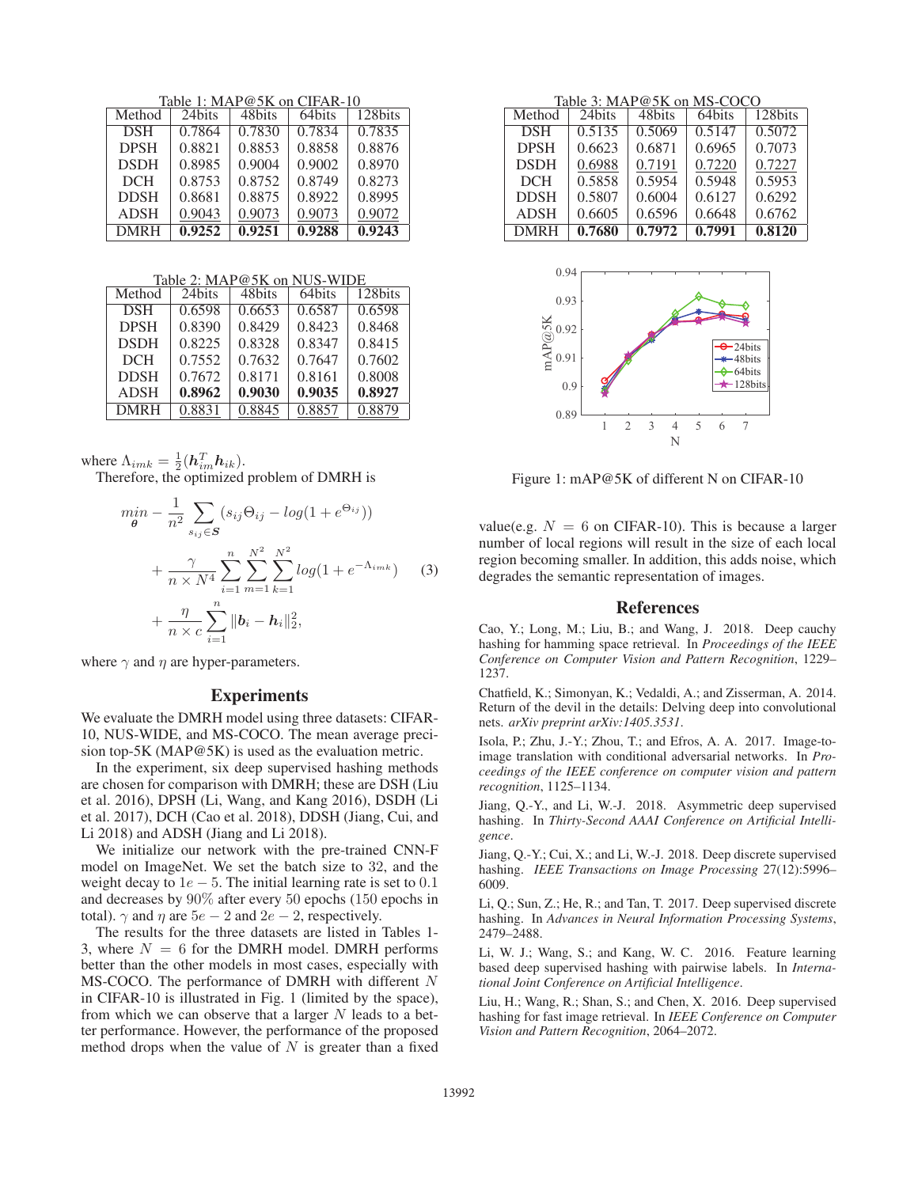Table 1: MAP@5K on CIFAR-10

| Method | 24bits | 48bits | 64bits | 128bits |
|---|---|---|---|---|
| DSH | 0.7864 | 0.7830 | 0.7834 | 0.7835 |
| DPSH | 0.8821 | 0.8853 | 0.8858 | 0.8876 |
| DSDH | 0.8985 | 0.9004 | 0.9002 | 0.8970 |
| DCH | 0.8753 | 0.8752 | 0.8749 | 0.8273 |
| DDSH | 0.8681 | 0.8875 | 0.8922 | 0.8995 |
| ADSH | 0.9043 | 0.9073 | 0.9073 | 0.9072 |
| DMRH | **0.9252** | **0.9251** | **0.9288** | **0.9243** |

Table 2: MAP@5K on NUS-WIDE

| Method | 24bits | 48bits | 64bits | 128bits |
|---|---|---|---|---|
| DSH | 0.6598 | 0.6653 | 0.6587 | 0.6598 |
| DPSH | 0.8390 | 0.8429 | 0.8423 | 0.8468 |
| DSDH | 0.8225 | 0.8328 | 0.8347 | 0.8415 |
| DCH | 0.7552 | 0.7632 | 0.7647 | 0.7602 |
| DDSH | 0.7672 | 0.8171 | 0.8161 | 0.8008 |
| ADSH | **0.8962** | **0.9030** | **0.9035** | **0.8927** |
| DMRH | 0.8831 | 0.8845 | 0.8857 | 0.8879 |

where $\Lambda_{imk} = \frac{1}{2}(\boldsymbol{h}_{im}^T \boldsymbol{h}_{ik})$.

Therefore, the optimized problem of DMRH is

$$\min_{\boldsymbol{\theta}} -\frac{1}{n^2}\sum_{s_{ij}\in \boldsymbol{S}}(s_{ij}\Theta_{ij} - log(1+e^{\Theta_{ij}})) + \frac{\gamma}{n\times N^4}\sum_{i=1}^{n}\sum_{m=1}^{N^2}\sum_{k=1}^{N^2} log(1+e^{-\Lambda_{imk}}) + \frac{\eta}{n\times c}\sum_{i=1}^{n}\|\boldsymbol{b}_i - \boldsymbol{h}_i\|_2^2, \tag{3}$$

where $\gamma$ and $\eta$ are hyper-parameters.

## Experiments

We evaluate the DMRH model using three datasets: CIFAR-10, NUS-WIDE, and MS-COCO. The mean average precision top-5K (MAP@5K) is used as the evaluation metric.

In the experiment, six deep supervised hashing methods are chosen for comparison with DMRH; these are DSH (Liu et al. 2016), DPSH (Li, Wang, and Kang 2016), DSDH (Li et al. 2017), DCH (Cao et al. 2018), DDSH (Jiang, Cui, and Li 2018) and ADSH (Jiang and Li 2018).

We initialize our network with the pre-trained CNN-F model on ImageNet. We set the batch size to 32, and the weight decay to $1e-5$. The initial learning rate is set to $0.1$ and decreases by $90\%$ after every $50$ epochs ($150$ epochs in total). $\gamma$ and $\eta$ are $5e-2$ and $2e-2$, respectively.

The results for the three datasets are listed in Tables 1-3, where $N = 6$ for the DMRH model. DMRH performs better than the other models in most cases, especially with MS-COCO. The performance of DMRH with different $N$ in CIFAR-10 is illustrated in Fig. 1 (limited by the space), from which we can observe that a larger $N$ leads to a better performance. However, the performance of the proposed method drops when the value of $N$ is greater than a fixed value(e.g. $N = 6$ on CIFAR-10). This is because a larger number of local regions will result in the size of each local region becoming smaller. In addition, this adds noise, which degrades the semantic representation of images.

Table 3: MAP@5K on MS-COCO

| Method | 24bits | 48bits | 64bits | 128bits |
|---|---|---|---|---|
| DSH | 0.5135 | 0.5069 | 0.5147 | 0.5072 |
| DPSH | 0.6623 | 0.6871 | 0.6965 | 0.7073 |
| DSDH | 0.6988 | 0.7191 | 0.7220 | 0.7227 |
| DCH | 0.5858 | 0.5954 | 0.5948 | 0.5953 |
| DDSH | 0.5807 | 0.6004 | 0.6127 | 0.6292 |
| ADSH | 0.6605 | 0.6596 | 0.6648 | 0.6762 |
| DMRH | **0.7680** | **0.7972** | **0.7991** | **0.8120** |

0.94
0.93
0.92
0.91
0.9
0.89
mAP@5K
1 2 3 4 5 6 7
N
24bits
48bits
64bits
128bits

Figure 1: mAP@5K of different N on CIFAR-10

## References

Cao, Y.; Long, M.; Liu, B.; and Wang, J. 2018. Deep cauchy hashing for hamming space retrieval. In *Proceedings of the IEEE Conference on Computer Vision and Pattern Recognition*, 1229–1237.

Chatfield, K.; Simonyan, K.; Vedaldi, A.; and Zisserman, A. 2014. Return of the devil in the details: Delving deep into convolutional nets. *arXiv preprint arXiv:1405.3531*.

Isola, P.; Zhu, J.-Y.; Zhou, T.; and Efros, A. A. 2017. Image-to-image translation with conditional adversarial networks. In *Proceedings of the IEEE conference on computer vision and pattern recognition*, 1125–1134.

Jiang, Q.-Y., and Li, W.-J. 2018. Asymmetric deep supervised hashing. In *Thirty-Second AAAI Conference on Artificial Intelligence*.

Jiang, Q.-Y.; Cui, X.; and Li, W.-J. 2018. Deep discrete supervised hashing. *IEEE Transactions on Image Processing* 27(12):5996–6009.

Li, Q.; Sun, Z.; He, R.; and Tan, T. 2017. Deep supervised discrete hashing. In *Advances in Neural Information Processing Systems*, 2479–2488.

Li, W. J.; Wang, S.; and Kang, W. C. 2016. Feature learning based deep supervised hashing with pairwise labels. In *International Joint Conference on Artificial Intelligence*.

Liu, H.; Wang, R.; Shan, S.; and Chen, X. 2016. Deep supervised hashing for fast image retrieval. In *IEEE Conference on Computer Vision and Pattern Recognition*, 2064–2072.